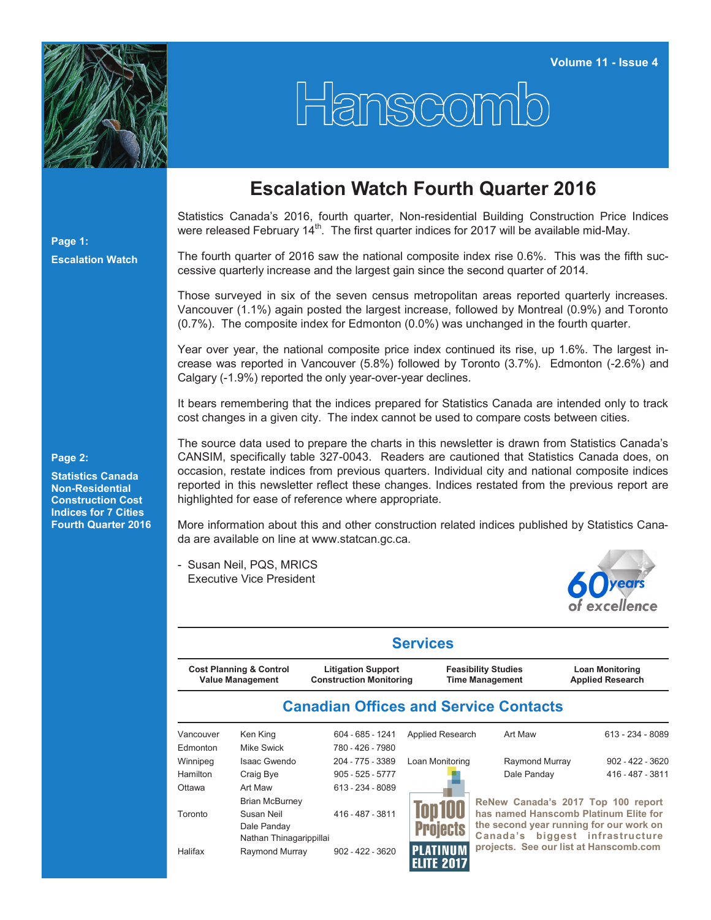Volume 11 - Issue 4

# Hanscomb

**Page 1:**

**Escalation Watch**

**Page 2:**

**Statistics Canada Non-Residential Construction Cost Indices for 7 Cities Fourth Quarter 2016**

## Escalation Watch Fourth Quarter 2016

Statistics Canada's 2016, fourth quarter, Non-residential Building Construction Price Indices were released February 14th. The first quarter indices for 2017 will be available mid-May.

The fourth quarter of 2016 saw the national composite index rise 0.6%. This was the fifth successive quarterly increase and the largest gain since the second quarter of 2014.

Those surveyed in six of the seven census metropolitan areas reported quarterly increases. Vancouver (1.1%) again posted the largest increase, followed by Montreal (0.9%) and Toronto (0.7%). The composite index for Edmonton (0.0%) was unchanged in the fourth quarter.

Year over year, the national composite price index continued its rise, up 1.6%. The largest increase was reported in Vancouver (5.8%) followed by Toronto (3.7%). Edmonton (-2.6%) and Calgary (-1.9%) reported the only year-over-year declines.

It bears remembering that the indices prepared for Statistics Canada are intended only to track cost changes in a given city. The index cannot be used to compare costs between cities.

The source data used to prepare the charts in this newsletter is drawn from Statistics Canada's CANSIM, specifically table 327-0043. Readers are cautioned that Statistics Canada does, on occasion, restate indices from previous quarters. Individual city and national composite indices reported in this newsletter reflect these changes. Indices restated from the previous report are highlighted for ease of reference where appropriate.

More information about this and other construction related indices published by Statistics Canada are available on line at www.statcan.gc.ca.

- Susan Neil, PQS, MRICS
  Executive Vice President

60 years of excellence

## Services

| Cost Planning & Control<br>Value Management | Litigation Support<br>Construction Monitoring | Feasibility Studies<br>Time Management | Loan Monitoring<br>Applied Research |
|---|---|---|---|

## Canadian Offices and Service Contacts

| | | |
|---|---|---|
| Vancouver | Ken King | 604 - 685 - 1241 |
| Edmonton | Mike Swick | 780 - 426 - 7980 |
| Winnipeg | Isaac Gwendo | 204 - 775 - 3389 |
| Hamilton | Craig Bye | 905 - 525 - 5777 |
| Ottawa | Art Maw<br>Brian McBurney | 613 - 234 - 8089 |
| Toronto | Susan Neil<br>Dale Panday<br>Nathan Thinagaripillai | 416 - 487 - 3811 |
| Halifax | Raymond Murray | 902 - 422 - 3620 |

| | | |
|---|---|---|
| Applied Research | Art Maw | 613 - 234 - 8089 |
| Loan Monitoring | Raymond Murray | 902 - 422 - 3620 |
| | Dale Panday | 416 - 487 - 3811 |

Top100 Projects PLATINUM ELITE 2017

**ReNew Canada's 2017 Top 100 report has named Hanscomb Platinum Elite for the second year running for our work on Canada's biggest infrastructure projects. See our list at Hanscomb.com**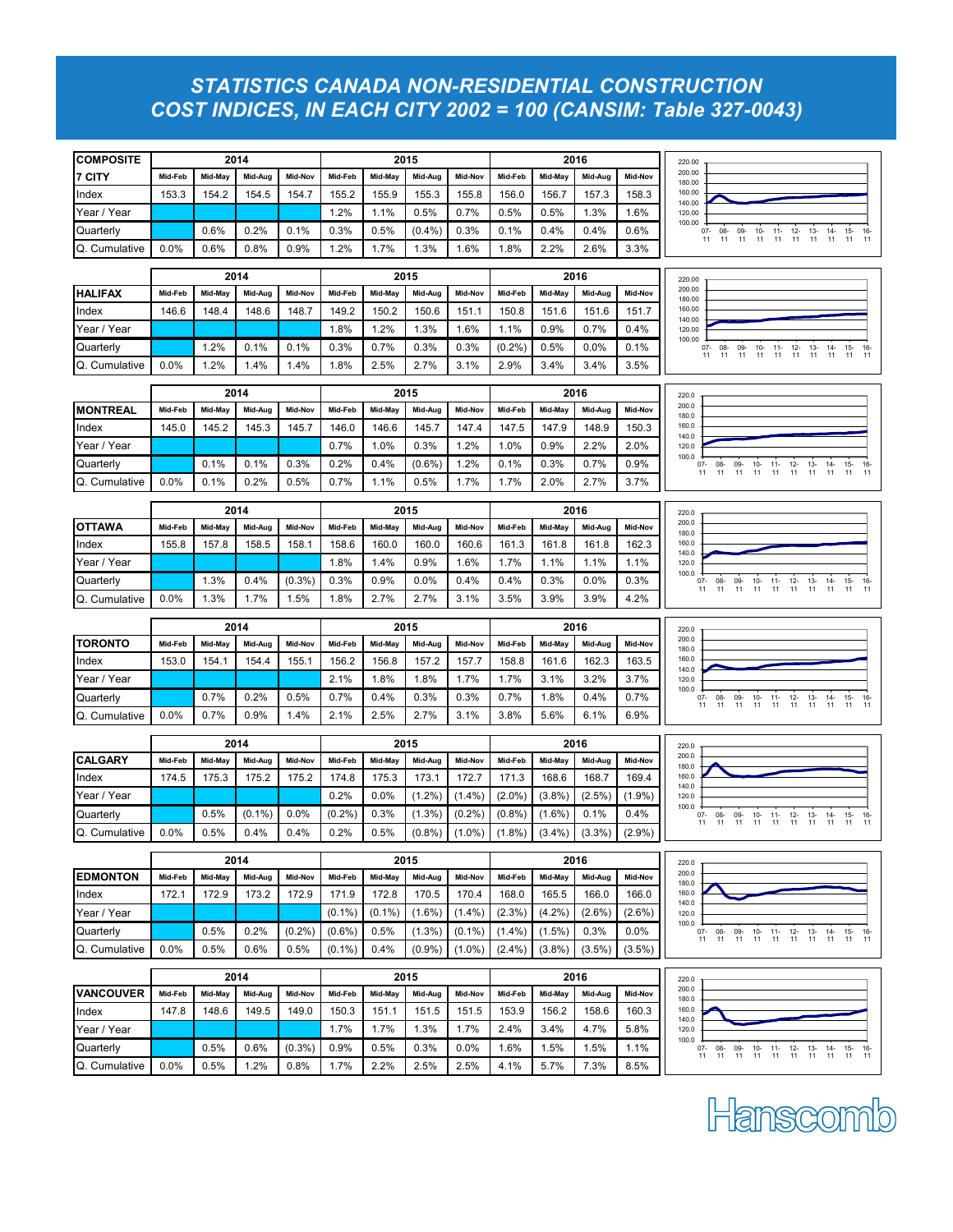# STATISTICS CANADA NON-RESIDENTIAL CONSTRUCTION COST INDICES, IN EACH CITY 2002 = 100 (CANSIM: Table 327-0043)

| COMPOSITE | 2014 | | | | 2015 | | | | 2016 | | | |
|---|---|---|---|---|---|---|---|---|---|---|---|---|
| 7 CITY | Mid-Feb | Mid-May | Mid-Aug | Mid-Nov | Mid-Feb | Mid-May | Mid-Aug | Mid-Nov | Mid-Feb | Mid-May | Mid-Aug | Mid-Nov |
| Index | 153.3 | 154.2 | 154.5 | 154.7 | 155.2 | 155.9 | 155.3 | 155.8 | 156.0 | 156.7 | 157.3 | 158.3 |
| Year / Year | | | | | 1.2% | 1.1% | 0.5% | 0.7% | 0.5% | 0.5% | 1.3% | 1.6% |
| Quarterly | | 0.6% | 0.2% | 0.1% | 0.3% | 0.5% | (0.4%) | 0.3% | 0.1% | 0.4% | 0.4% | 0.6% |
| Q. Cumulative | 0.0% | 0.6% | 0.8% | 0.9% | 1.2% | 1.7% | 1.3% | 1.6% | 1.8% | 2.2% | 2.6% | 3.3% |

220.00
200.00
180.00
160.00
140.00
120.00
100.00
07-11 08-11 09-11 10-11 11-11 12-11 13-11 14-11 15-11 16-11

| | 2014 | | | | 2015 | | | | 2016 | | | |
|---|---|---|---|---|---|---|---|---|---|---|---|---|
| HALIFAX | Mid-Feb | Mid-May | Mid-Aug | Mid-Nov | Mid-Feb | Mid-May | Mid-Aug | Mid-Nov | Mid-Feb | Mid-May | Mid-Aug | Mid-Nov |
| Index | 146.6 | 148.4 | 148.6 | 148.7 | 149.2 | 150.2 | 150.6 | 151.1 | 150.8 | 151.6 | 151.6 | 151.7 |
| Year / Year | | | | | 1.8% | 1.2% | 1.3% | 1.6% | 1.1% | 0.9% | 0.7% | 0.4% |
| Quarterly | | 1.2% | 0.1% | 0.1% | 0.3% | 0.7% | 0.3% | 0.3% | (0.2%) | 0.5% | 0.0% | 0.1% |
| Q. Cumulative | 0.0% | 1.2% | 1.4% | 1.4% | 1.8% | 2.5% | 2.7% | 3.1% | 2.9% | 3.4% | 3.4% | 3.5% |

220.00
200.00
180.00
160.00
140.00
120.00
100.00
07-11 08-11 09-11 10-11 11-11 12-11 13-11 14-11 15-11 16-11

| | 2014 | | | | 2015 | | | | 2016 | | | |
|---|---|---|---|---|---|---|---|---|---|---|---|---|
| MONTREAL | Mid-Feb | Mid-May | Mid-Aug | Mid-Nov | Mid-Feb | Mid-May | Mid-Aug | Mid-Nov | Mid-Feb | Mid-May | Mid-Aug | Mid-Nov |
| Index | 145.0 | 145.2 | 145.3 | 145.7 | 146.0 | 146.6 | 145.7 | 147.4 | 147.5 | 147.9 | 148.9 | 150.3 |
| Year / Year | | | | | 0.7% | 1.0% | 0.3% | 1.2% | 1.0% | 0.9% | 2.2% | 2.0% |
| Quarterly | | 0.1% | 0.1% | 0.3% | 0.2% | 0.4% | (0.6%) | 1.2% | 0.1% | 0.3% | 0.7% | 0.9% |
| Q. Cumulative | 0.0% | 0.1% | 0.2% | 0.5% | 0.7% | 1.1% | 0.5% | 1.7% | 1.7% | 2.0% | 2.7% | 3.7% |

220.0
200.0
180.0
160.0
140.0
120.0
100.0
07-11 08-11 09-11 10-11 11-11 12-11 13-11 14-11 15-11 16-11

| | 2014 | | | | 2015 | | | | 2016 | | | |
|---|---|---|---|---|---|---|---|---|---|---|---|---|
| OTTAWA | Mid-Feb | Mid-May | Mid-Aug | Mid-Nov | Mid-Feb | Mid-May | Mid-Aug | Mid-Nov | Mid-Feb | Mid-May | Mid-Aug | Mid-Nov |
| Index | 155.8 | 157.8 | 158.5 | 158.1 | 158.6 | 160.0 | 160.0 | 160.6 | 161.3 | 161.8 | 161.8 | 162.3 |
| Year / Year | | | | | 1.8% | 1.4% | 0.9% | 1.6% | 1.7% | 1.1% | 1.1% | 1.1% |
| Quarterly | | 1.3% | 0.4% | (0.3%) | 0.3% | 0.9% | 0.0% | 0.4% | 0.4% | 0.3% | 0.0% | 0.3% |
| Q. Cumulative | 0.0% | 1.3% | 1.7% | 1.5% | 1.8% | 2.7% | 2.7% | 3.1% | 3.5% | 3.9% | 3.9% | 4.2% |

220.0
200.0
180.0
160.0
140.0
120.0
100.0
07-11 08-11 09-11 10-11 11-11 12-11 13-11 14-11 15-11 16-11

| | 2014 | | | | 2015 | | | | 2016 | | | |
|---|---|---|---|---|---|---|---|---|---|---|---|---|
| TORONTO | Mid-Feb | Mid-May | Mid-Aug | Mid-Nov | Mid-Feb | Mid-May | Mid-Aug | Mid-Nov | Mid-Feb | Mid-May | Mid-Aug | Mid-Nov |
| Index | 153.0 | 154.1 | 154.4 | 155.1 | 156.2 | 156.8 | 157.2 | 157.7 | 158.8 | 161.6 | 162.3 | 163.5 |
| Year / Year | | | | | 2.1% | 1.8% | 1.8% | 1.7% | 1.7% | 3.1% | 3.2% | 3.7% |
| Quarterly | | 0.7% | 0.2% | 0.5% | 0.7% | 0.4% | 0.3% | 0.3% | 0.7% | 1.8% | 0.4% | 0.7% |
| Q. Cumulative | 0.0% | 0.7% | 0.9% | 1.4% | 2.1% | 2.5% | 2.7% | 3.1% | 3.8% | 5.6% | 6.1% | 6.9% |

220.0
200.0
180.0
160.0
140.0
120.0
100.0
07-11 08-11 09-11 10-11 11-11 12-11 13-11 14-11 15-11 16-11

| | 2014 | | | | 2015 | | | | 2016 | | | |
|---|---|---|---|---|---|---|---|---|---|---|---|---|
| CALGARY | Mid-Feb | Mid-May | Mid-Aug | Mid-Nov | Mid-Feb | Mid-May | Mid-Aug | Mid-Nov | Mid-Feb | Mid-May | Mid-Aug | Mid-Nov |
| Index | 174.5 | 175.3 | 175.2 | 175.2 | 174.8 | 175.3 | 173.1 | 172.7 | 171.3 | 168.6 | 168.7 | 169.4 |
| Year / Year | | | | | 0.2% | 0.0% | (1.2%) | (1.4%) | (2.0%) | (3.8%) | (2.5%) | (1.9%) |
| Quarterly | | 0.5% | (0.1%) | 0.0% | (0.2%) | 0.3% | (1.3%) | (0.2%) | (0.8%) | (1.6%) | 0.1% | 0.4% |
| Q. Cumulative | 0.0% | 0.5% | 0.4% | 0.4% | 0.2% | 0.5% | (0.8%) | (1.0%) | (1.8%) | (3.4%) | (3.3%) | (2.9%) |

220.0
200.0
180.0
160.0
140.0
120.0
100.0
07-11 08-11 09-11 10-11 11-11 12-11 13-11 14-11 15-11 16-11

| | 2014 | | | | 2015 | | | | 2016 | | | |
|---|---|---|---|---|---|---|---|---|---|---|---|---|
| EDMONTON | Mid-Feb | Mid-May | Mid-Aug | Mid-Nov | Mid-Feb | Mid-May | Mid-Aug | Mid-Nov | Mid-Feb | Mid-May | Mid-Aug | Mid-Nov |
| Index | 172.1 | 172.9 | 173.2 | 172.9 | 171.9 | 172.8 | 170.5 | 170.4 | 168.0 | 165.5 | 166.0 | 166.0 |
| Year / Year | | | | | (0.1%) | (0.1%) | (1.6%) | (1.4%) | (2.3%) | (4.2%) | (2.6%) | (2.6%) |
| Quarterly | | 0.5% | 0.2% | (0.2%) | (0.6%) | 0.5% | (1.3%) | (0.1%) | (1.4%) | (1.5%) | 0.3% | 0.0% |
| Q. Cumulative | 0.0% | 0.5% | 0.6% | 0.5% | (0.1%) | 0.4% | (0.9%) | (1.0%) | (2.4%) | (3.8%) | (3.5%) | (3.5%) |

220.0
200.0
180.0
160.0
140.0
120.0
100.0
07-11 08-11 09-11 10-11 11-11 12-11 13-11 14-11 15-11 16-11

| | 2014 | | | | 2015 | | | | 2016 | | | |
|---|---|---|---|---|---|---|---|---|---|---|---|---|
| VANCOUVER | Mid-Feb | Mid-May | Mid-Aug | Mid-Nov | Mid-Feb | Mid-May | Mid-Aug | Mid-Nov | Mid-Feb | Mid-May | Mid-Aug | Mid-Nov |
| Index | 147.8 | 148.6 | 149.5 | 149.0 | 150.3 | 151.1 | 151.5 | 151.5 | 153.9 | 156.2 | 158.6 | 160.3 |
| Year / Year | | | | | 1.7% | 1.7% | 1.3% | 1.7% | 2.4% | 3.4% | 4.7% | 5.8% |
| Quarterly | | 0.5% | 0.6% | (0.3%) | 0.9% | 0.5% | 0.3% | 0.0% | 1.6% | 1.5% | 1.5% | 1.1% |
| Q. Cumulative | 0.0% | 0.5% | 1.2% | 0.8% | 1.7% | 2.2% | 2.5% | 2.5% | 4.1% | 5.7% | 7.3% | 8.5% |

220.0
200.0
180.0
160.0
140.0
120.0
100.0
07-11 08-11 09-11 10-11 11-11 12-11 13-11 14-11 15-11 16-11

Hanscomb